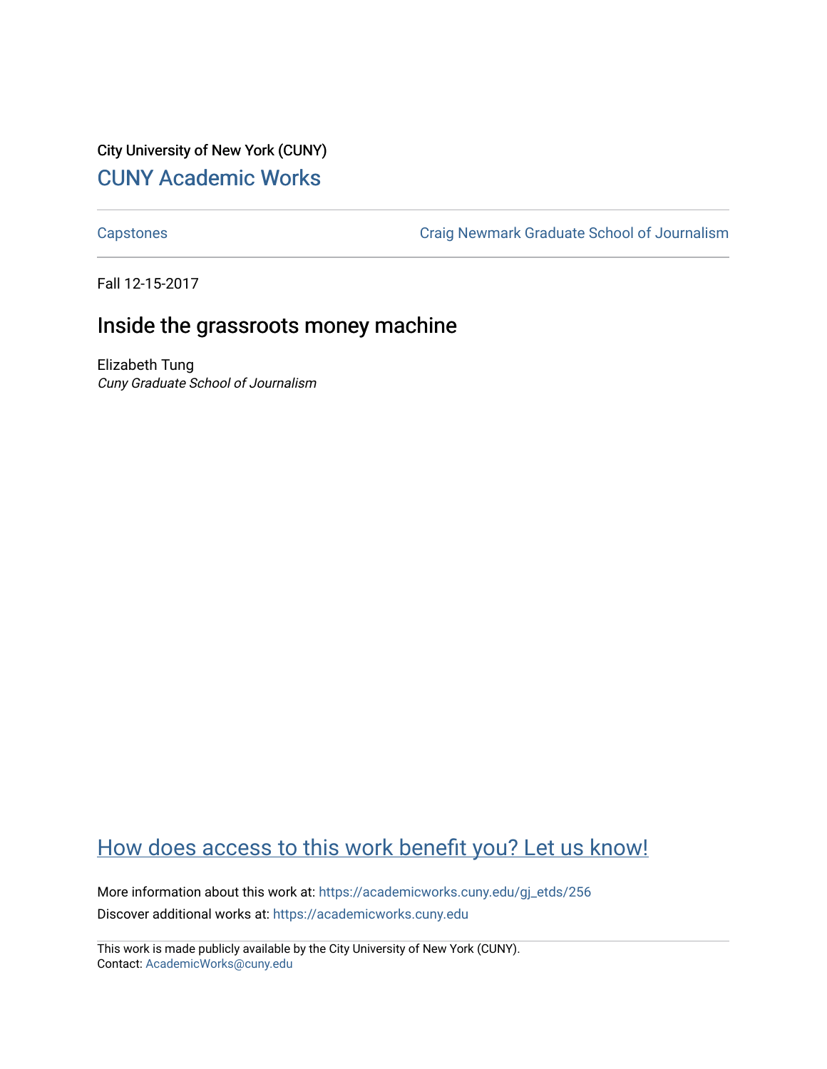City University of New York (CUNY)

## CUNY Academic Works

Capstones

Craig Newmark Graduate School of Journalism

Fall 12-15-2017

# Inside the grassroots money machine

Elizabeth Tung
*Cuny Graduate School of Journalism*

How does access to this work benefit you? Let us know!

More information about this work at: https://academicworks.cuny.edu/gj_etds/256

Discover additional works at: https://academicworks.cuny.edu

This work is made publicly available by the City University of New York (CUNY).
Contact: AcademicWorks@cuny.edu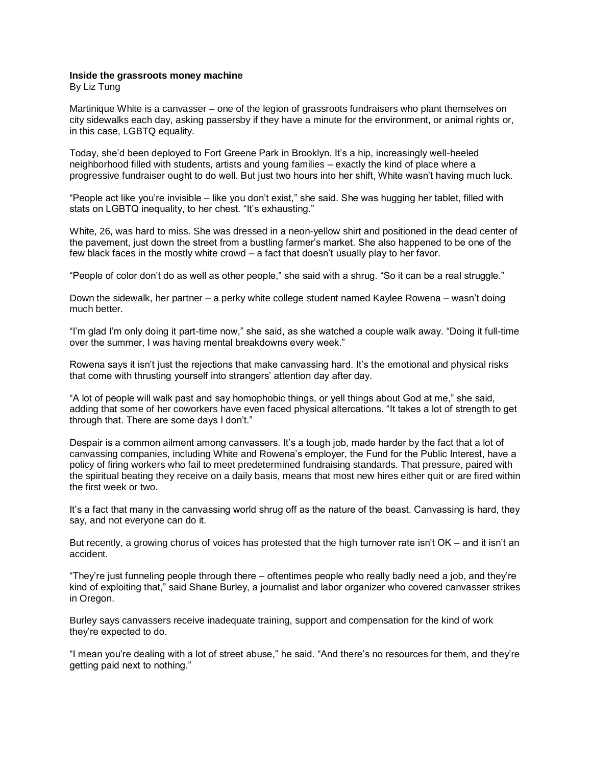**Inside the grassroots money machine**

By Liz Tung

Martinique White is a canvasser – one of the legion of grassroots fundraisers who plant themselves on city sidewalks each day, asking passersby if they have a minute for the environment, or animal rights or, in this case, LGBTQ equality.

Today, she'd been deployed to Fort Greene Park in Brooklyn. It's a hip, increasingly well-heeled neighborhood filled with students, artists and young families – exactly the kind of place where a progressive fundraiser ought to do well. But just two hours into her shift, White wasn't having much luck.

"People act like you're invisible – like you don't exist," she said. She was hugging her tablet, filled with stats on LGBTQ inequality, to her chest. "It's exhausting."

White, 26, was hard to miss. She was dressed in a neon-yellow shirt and positioned in the dead center of the pavement, just down the street from a bustling farmer's market. She also happened to be one of the few black faces in the mostly white crowd – a fact that doesn't usually play to her favor.

"People of color don't do as well as other people," she said with a shrug. "So it can be a real struggle."

Down the sidewalk, her partner – a perky white college student named Kaylee Rowena – wasn't doing much better.

"I'm glad I'm only doing it part-time now," she said, as she watched a couple walk away. "Doing it full-time over the summer, I was having mental breakdowns every week."

Rowena says it isn't just the rejections that make canvassing hard. It's the emotional and physical risks that come with thrusting yourself into strangers' attention day after day.

"A lot of people will walk past and say homophobic things, or yell things about God at me," she said, adding that some of her coworkers have even faced physical altercations. "It takes a lot of strength to get through that. There are some days I don't."

Despair is a common ailment among canvassers. It's a tough job, made harder by the fact that a lot of canvassing companies, including White and Rowena's employer, the Fund for the Public Interest, have a policy of firing workers who fail to meet predetermined fundraising standards. That pressure, paired with the spiritual beating they receive on a daily basis, means that most new hires either quit or are fired within the first week or two.

It's a fact that many in the canvassing world shrug off as the nature of the beast. Canvassing is hard, they say, and not everyone can do it.

But recently, a growing chorus of voices has protested that the high turnover rate isn't OK – and it isn't an accident.

"They're just funneling people through there – oftentimes people who really badly need a job, and they're kind of exploiting that," said Shane Burley, a journalist and labor organizer who covered canvasser strikes in Oregon.

Burley says canvassers receive inadequate training, support and compensation for the kind of work they're expected to do.

"I mean you're dealing with a lot of street abuse," he said. "And there's no resources for them, and they're getting paid next to nothing."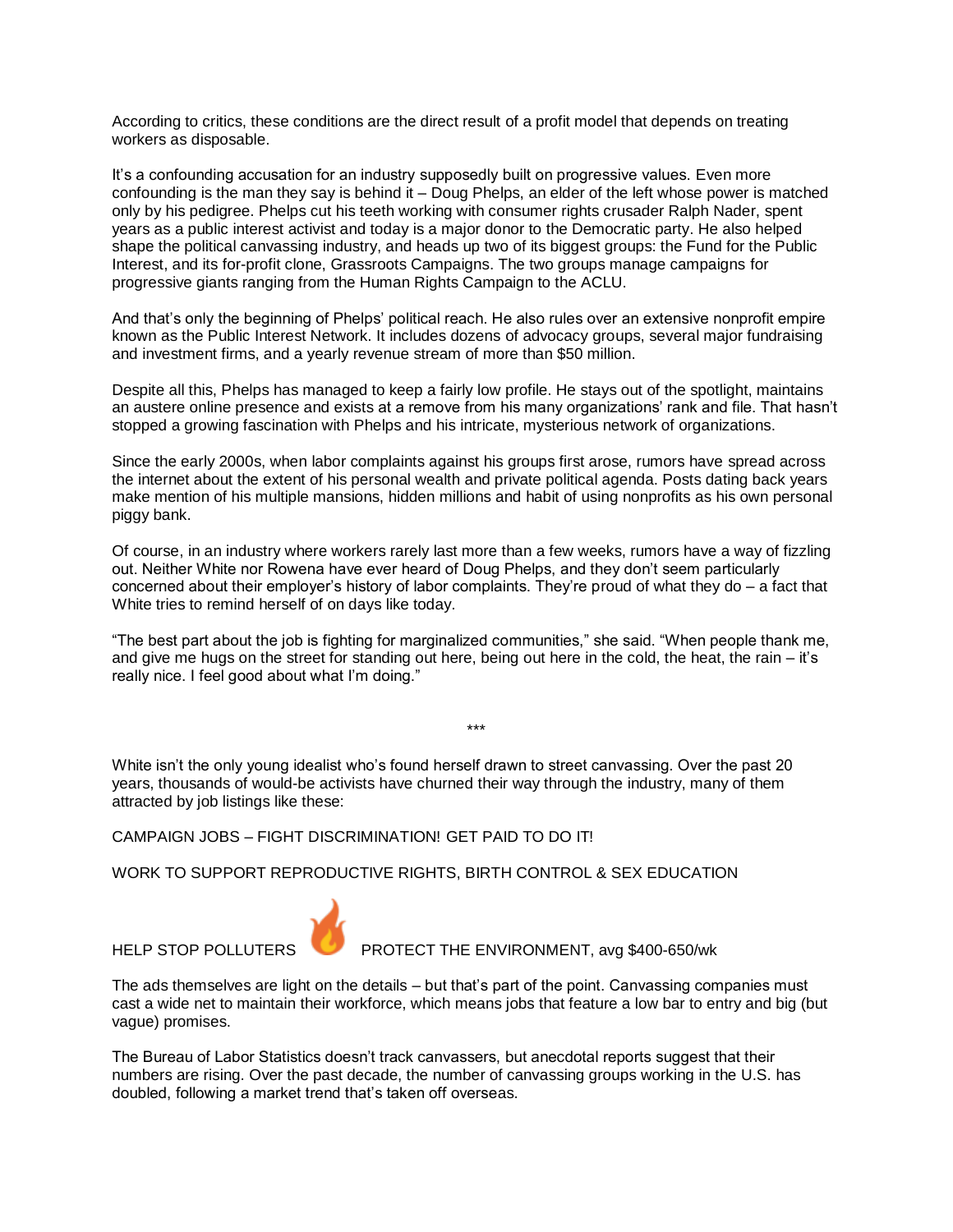According to critics, these conditions are the direct result of a profit model that depends on treating workers as disposable.

It's a confounding accusation for an industry supposedly built on progressive values. Even more confounding is the man they say is behind it – Doug Phelps, an elder of the left whose power is matched only by his pedigree. Phelps cut his teeth working with consumer rights crusader Ralph Nader, spent years as a public interest activist and today is a major donor to the Democratic party. He also helped shape the political canvassing industry, and heads up two of its biggest groups: the Fund for the Public Interest, and its for-profit clone, Grassroots Campaigns. The two groups manage campaigns for progressive giants ranging from the Human Rights Campaign to the ACLU.

And that's only the beginning of Phelps' political reach. He also rules over an extensive nonprofit empire known as the Public Interest Network. It includes dozens of advocacy groups, several major fundraising and investment firms, and a yearly revenue stream of more than $50 million.

Despite all this, Phelps has managed to keep a fairly low profile. He stays out of the spotlight, maintains an austere online presence and exists at a remove from his many organizations' rank and file. That hasn't stopped a growing fascination with Phelps and his intricate, mysterious network of organizations.

Since the early 2000s, when labor complaints against his groups first arose, rumors have spread across the internet about the extent of his personal wealth and private political agenda. Posts dating back years make mention of his multiple mansions, hidden millions and habit of using nonprofits as his own personal piggy bank.

Of course, in an industry where workers rarely last more than a few weeks, rumors have a way of fizzling out. Neither White nor Rowena have ever heard of Doug Phelps, and they don't seem particularly concerned about their employer's history of labor complaints. They're proud of what they do – a fact that White tries to remind herself of on days like today.

"The best part about the job is fighting for marginalized communities," she said. "When people thank me, and give me hugs on the street for standing out here, being out here in the cold, the heat, the rain – it's really nice. I feel good about what I'm doing."

***

White isn't the only young idealist who's found herself drawn to street canvassing. Over the past 20 years, thousands of would-be activists have churned their way through the industry, many of them attracted by job listings like these:

CAMPAIGN JOBS – FIGHT DISCRIMINATION! GET PAID TO DO IT!

WORK TO SUPPORT REPRODUCTIVE RIGHTS, BIRTH CONTROL & SEX EDUCATION

HELP STOP POLLUTERS 🔥 PROTECT THE ENVIRONMENT, avg $400-650/wk

The ads themselves are light on the details – but that's part of the point. Canvassing companies must cast a wide net to maintain their workforce, which means jobs that feature a low bar to entry and big (but vague) promises.

The Bureau of Labor Statistics doesn't track canvassers, but anecdotal reports suggest that their numbers are rising. Over the past decade, the number of canvassing groups working in the U.S. has doubled, following a market trend that's taken off overseas.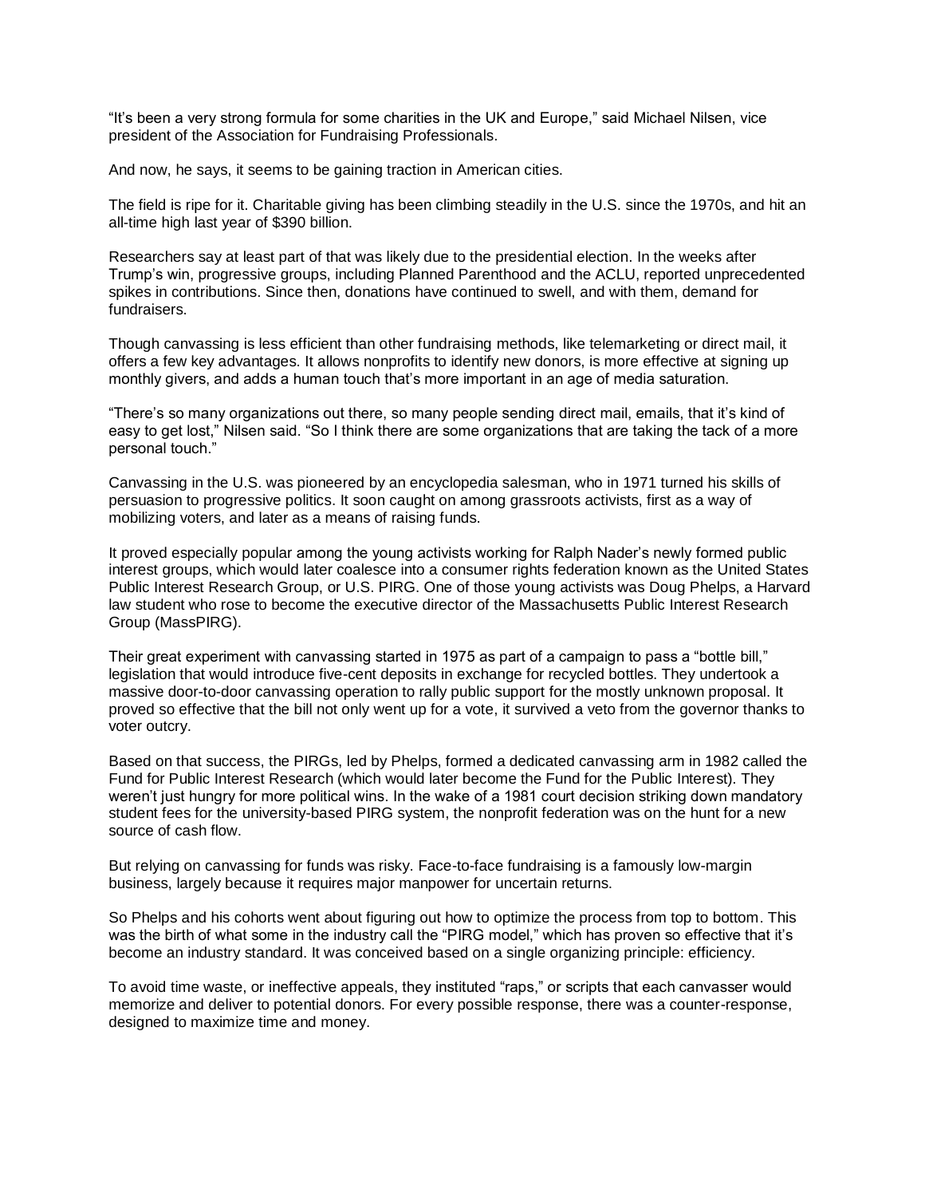"It's been a very strong formula for some charities in the UK and Europe," said Michael Nilsen, vice president of the Association for Fundraising Professionals.

And now, he says, it seems to be gaining traction in American cities.

The field is ripe for it. Charitable giving has been climbing steadily in the U.S. since the 1970s, and hit an all-time high last year of $390 billion.

Researchers say at least part of that was likely due to the presidential election. In the weeks after Trump's win, progressive groups, including Planned Parenthood and the ACLU, reported unprecedented spikes in contributions. Since then, donations have continued to swell, and with them, demand for fundraisers.

Though canvassing is less efficient than other fundraising methods, like telemarketing or direct mail, it offers a few key advantages. It allows nonprofits to identify new donors, is more effective at signing up monthly givers, and adds a human touch that's more important in an age of media saturation.

"There's so many organizations out there, so many people sending direct mail, emails, that it's kind of easy to get lost," Nilsen said. "So I think there are some organizations that are taking the tack of a more personal touch."

Canvassing in the U.S. was pioneered by an encyclopedia salesman, who in 1971 turned his skills of persuasion to progressive politics. It soon caught on among grassroots activists, first as a way of mobilizing voters, and later as a means of raising funds.

It proved especially popular among the young activists working for Ralph Nader's newly formed public interest groups, which would later coalesce into a consumer rights federation known as the United States Public Interest Research Group, or U.S. PIRG. One of those young activists was Doug Phelps, a Harvard law student who rose to become the executive director of the Massachusetts Public Interest Research Group (MassPIRG).

Their great experiment with canvassing started in 1975 as part of a campaign to pass a "bottle bill," legislation that would introduce five-cent deposits in exchange for recycled bottles. They undertook a massive door-to-door canvassing operation to rally public support for the mostly unknown proposal. It proved so effective that the bill not only went up for a vote, it survived a veto from the governor thanks to voter outcry.

Based on that success, the PIRGs, led by Phelps, formed a dedicated canvassing arm in 1982 called the Fund for Public Interest Research (which would later become the Fund for the Public Interest). They weren't just hungry for more political wins. In the wake of a 1981 court decision striking down mandatory student fees for the university-based PIRG system, the nonprofit federation was on the hunt for a new source of cash flow.

But relying on canvassing for funds was risky. Face-to-face fundraising is a famously low-margin business, largely because it requires major manpower for uncertain returns.

So Phelps and his cohorts went about figuring out how to optimize the process from top to bottom. This was the birth of what some in the industry call the "PIRG model," which has proven so effective that it's become an industry standard. It was conceived based on a single organizing principle: efficiency.

To avoid time waste, or ineffective appeals, they instituted "raps," or scripts that each canvasser would memorize and deliver to potential donors. For every possible response, there was a counter-response, designed to maximize time and money.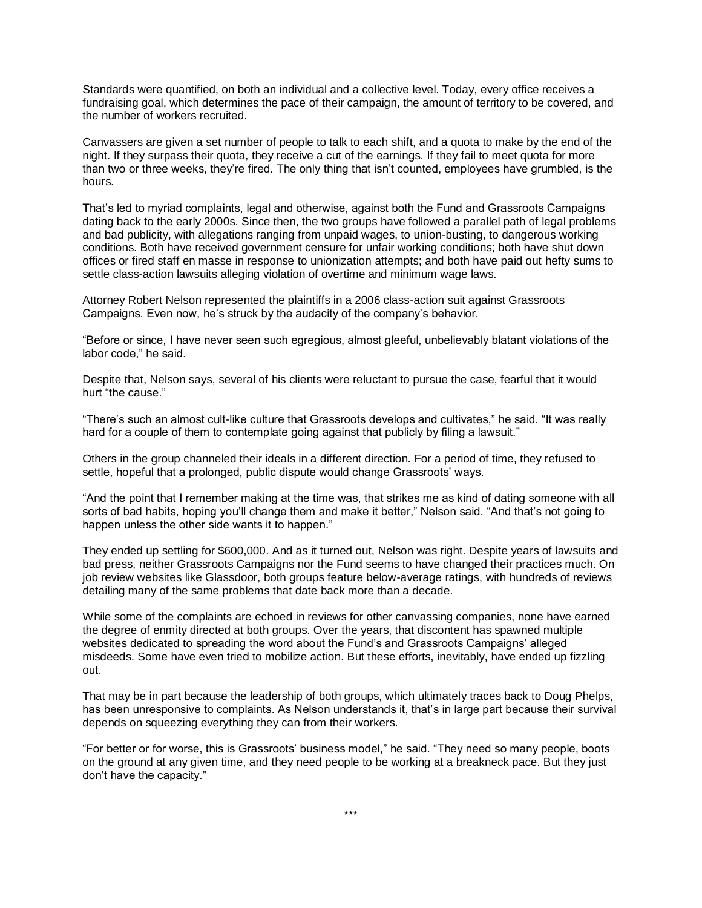Standards were quantified, on both an individual and a collective level. Today, every office receives a fundraising goal, which determines the pace of their campaign, the amount of territory to be covered, and the number of workers recruited.

Canvassers are given a set number of people to talk to each shift, and a quota to make by the end of the night. If they surpass their quota, they receive a cut of the earnings. If they fail to meet quota for more than two or three weeks, they're fired. The only thing that isn't counted, employees have grumbled, is the hours.

That's led to myriad complaints, legal and otherwise, against both the Fund and Grassroots Campaigns dating back to the early 2000s. Since then, the two groups have followed a parallel path of legal problems and bad publicity, with allegations ranging from unpaid wages, to union-busting, to dangerous working conditions. Both have received government censure for unfair working conditions; both have shut down offices or fired staff en masse in response to unionization attempts; and both have paid out hefty sums to settle class-action lawsuits alleging violation of overtime and minimum wage laws.

Attorney Robert Nelson represented the plaintiffs in a 2006 class-action suit against Grassroots Campaigns. Even now, he's struck by the audacity of the company's behavior.

"Before or since, I have never seen such egregious, almost gleeful, unbelievably blatant violations of the labor code," he said.

Despite that, Nelson says, several of his clients were reluctant to pursue the case, fearful that it would hurt "the cause."

"There's such an almost cult-like culture that Grassroots develops and cultivates," he said. "It was really hard for a couple of them to contemplate going against that publicly by filing a lawsuit."

Others in the group channeled their ideals in a different direction. For a period of time, they refused to settle, hopeful that a prolonged, public dispute would change Grassroots' ways.

"And the point that I remember making at the time was, that strikes me as kind of dating someone with all sorts of bad habits, hoping you'll change them and make it better," Nelson said. "And that's not going to happen unless the other side wants it to happen."

They ended up settling for $600,000. And as it turned out, Nelson was right. Despite years of lawsuits and bad press, neither Grassroots Campaigns nor the Fund seems to have changed their practices much. On job review websites like Glassdoor, both groups feature below-average ratings, with hundreds of reviews detailing many of the same problems that date back more than a decade.

While some of the complaints are echoed in reviews for other canvassing companies, none have earned the degree of enmity directed at both groups. Over the years, that discontent has spawned multiple websites dedicated to spreading the word about the Fund's and Grassroots Campaigns' alleged misdeeds. Some have even tried to mobilize action. But these efforts, inevitably, have ended up fizzling out.

That may be in part because the leadership of both groups, which ultimately traces back to Doug Phelps, has been unresponsive to complaints. As Nelson understands it, that's in large part because their survival depends on squeezing everything they can from their workers.

"For better or for worse, this is Grassroots' business model," he said. "They need so many people, boots on the ground at any given time, and they need people to be working at a breakneck pace. But they just don't have the capacity."

\*\*\*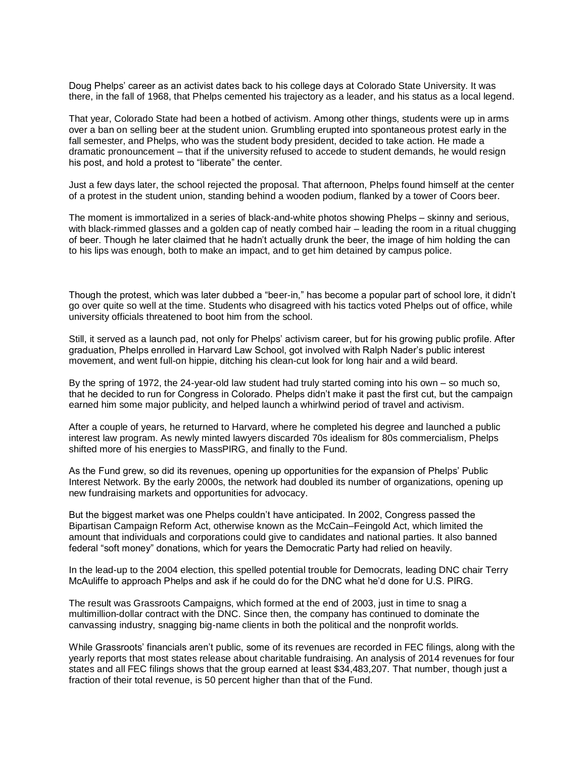Doug Phelps' career as an activist dates back to his college days at Colorado State University. It was there, in the fall of 1968, that Phelps cemented his trajectory as a leader, and his status as a local legend.

That year, Colorado State had been a hotbed of activism. Among other things, students were up in arms over a ban on selling beer at the student union. Grumbling erupted into spontaneous protest early in the fall semester, and Phelps, who was the student body president, decided to take action. He made a dramatic pronouncement – that if the university refused to accede to student demands, he would resign his post, and hold a protest to "liberate" the center.

Just a few days later, the school rejected the proposal. That afternoon, Phelps found himself at the center of a protest in the student union, standing behind a wooden podium, flanked by a tower of Coors beer.

The moment is immortalized in a series of black-and-white photos showing Phelps – skinny and serious, with black-rimmed glasses and a golden cap of neatly combed hair – leading the room in a ritual chugging of beer. Though he later claimed that he hadn't actually drunk the beer, the image of him holding the can to his lips was enough, both to make an impact, and to get him detained by campus police.

Though the protest, which was later dubbed a "beer-in," has become a popular part of school lore, it didn't go over quite so well at the time. Students who disagreed with his tactics voted Phelps out of office, while university officials threatened to boot him from the school.

Still, it served as a launch pad, not only for Phelps' activism career, but for his growing public profile. After graduation, Phelps enrolled in Harvard Law School, got involved with Ralph Nader's public interest movement, and went full-on hippie, ditching his clean-cut look for long hair and a wild beard.

By the spring of 1972, the 24-year-old law student had truly started coming into his own – so much so, that he decided to run for Congress in Colorado. Phelps didn't make it past the first cut, but the campaign earned him some major publicity, and helped launch a whirlwind period of travel and activism.

After a couple of years, he returned to Harvard, where he completed his degree and launched a public interest law program. As newly minted lawyers discarded 70s idealism for 80s commercialism, Phelps shifted more of his energies to MassPIRG, and finally to the Fund.

As the Fund grew, so did its revenues, opening up opportunities for the expansion of Phelps' Public Interest Network. By the early 2000s, the network had doubled its number of organizations, opening up new fundraising markets and opportunities for advocacy.

But the biggest market was one Phelps couldn't have anticipated. In 2002, Congress passed the Bipartisan Campaign Reform Act, otherwise known as the McCain–Feingold Act, which limited the amount that individuals and corporations could give to candidates and national parties. It also banned federal "soft money" donations, which for years the Democratic Party had relied on heavily.

In the lead-up to the 2004 election, this spelled potential trouble for Democrats, leading DNC chair Terry McAuliffe to approach Phelps and ask if he could do for the DNC what he'd done for U.S. PIRG.

The result was Grassroots Campaigns, which formed at the end of 2003, just in time to snag a multimillion-dollar contract with the DNC. Since then, the company has continued to dominate the canvassing industry, snagging big-name clients in both the political and the nonprofit worlds.

While Grassroots' financials aren't public, some of its revenues are recorded in FEC filings, along with the yearly reports that most states release about charitable fundraising. An analysis of 2014 revenues for four states and all FEC filings shows that the group earned at least $34,483,207. That number, though just a fraction of their total revenue, is 50 percent higher than that of the Fund.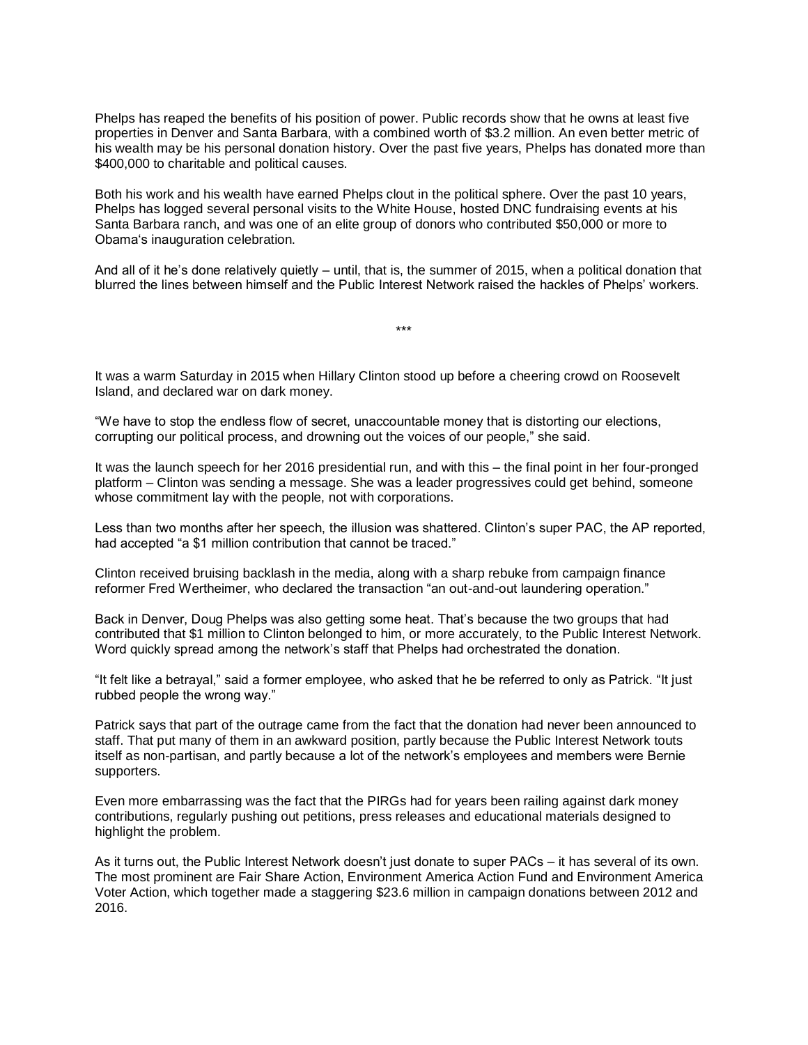Phelps has reaped the benefits of his position of power. Public records show that he owns at least five properties in Denver and Santa Barbara, with a combined worth of $3.2 million. An even better metric of his wealth may be his personal donation history. Over the past five years, Phelps has donated more than $400,000 to charitable and political causes.

Both his work and his wealth have earned Phelps clout in the political sphere. Over the past 10 years, Phelps has logged several personal visits to the White House, hosted DNC fundraising events at his Santa Barbara ranch, and was one of an elite group of donors who contributed $50,000 or more to Obama's inauguration celebration.

And all of it he's done relatively quietly – until, that is, the summer of 2015, when a political donation that blurred the lines between himself and the Public Interest Network raised the hackles of Phelps' workers.

***

It was a warm Saturday in 2015 when Hillary Clinton stood up before a cheering crowd on Roosevelt Island, and declared war on dark money.

"We have to stop the endless flow of secret, unaccountable money that is distorting our elections, corrupting our political process, and drowning out the voices of our people," she said.

It was the launch speech for her 2016 presidential run, and with this – the final point in her four-pronged platform – Clinton was sending a message. She was a leader progressives could get behind, someone whose commitment lay with the people, not with corporations.

Less than two months after her speech, the illusion was shattered. Clinton's super PAC, the AP reported, had accepted "a $1 million contribution that cannot be traced."

Clinton received bruising backlash in the media, along with a sharp rebuke from campaign finance reformer Fred Wertheimer, who declared the transaction "an out-and-out laundering operation."

Back in Denver, Doug Phelps was also getting some heat. That's because the two groups that had contributed that $1 million to Clinton belonged to him, or more accurately, to the Public Interest Network. Word quickly spread among the network's staff that Phelps had orchestrated the donation.

"It felt like a betrayal," said a former employee, who asked that he be referred to only as Patrick. "It just rubbed people the wrong way."

Patrick says that part of the outrage came from the fact that the donation had never been announced to staff. That put many of them in an awkward position, partly because the Public Interest Network touts itself as non-partisan, and partly because a lot of the network's employees and members were Bernie supporters.

Even more embarrassing was the fact that the PIRGs had for years been railing against dark money contributions, regularly pushing out petitions, press releases and educational materials designed to highlight the problem.

As it turns out, the Public Interest Network doesn't just donate to super PACs – it has several of its own. The most prominent are Fair Share Action, Environment America Action Fund and Environment America Voter Action, which together made a staggering $23.6 million in campaign donations between 2012 and 2016.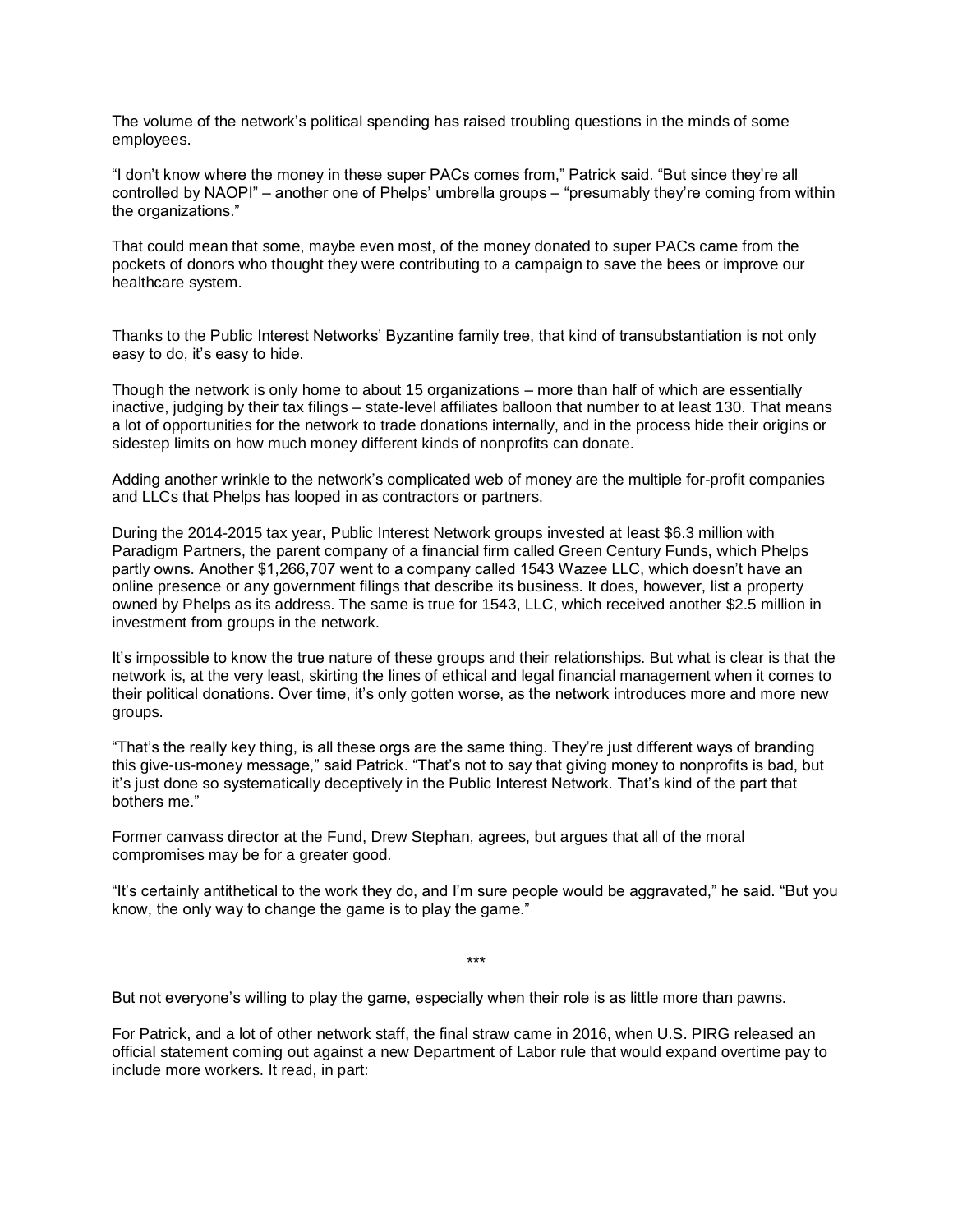The volume of the network's political spending has raised troubling questions in the minds of some employees.

"I don't know where the money in these super PACs comes from," Patrick said. "But since they're all controlled by NAOPI" – another one of Phelps' umbrella groups – "presumably they're coming from within the organizations."

That could mean that some, maybe even most, of the money donated to super PACs came from the pockets of donors who thought they were contributing to a campaign to save the bees or improve our healthcare system.

Thanks to the Public Interest Networks' Byzantine family tree, that kind of transubstantiation is not only easy to do, it's easy to hide.

Though the network is only home to about 15 organizations – more than half of which are essentially inactive, judging by their tax filings – state-level affiliates balloon that number to at least 130. That means a lot of opportunities for the network to trade donations internally, and in the process hide their origins or sidestep limits on how much money different kinds of nonprofits can donate.

Adding another wrinkle to the network's complicated web of money are the multiple for-profit companies and LLCs that Phelps has looped in as contractors or partners.

During the 2014-2015 tax year, Public Interest Network groups invested at least $6.3 million with Paradigm Partners, the parent company of a financial firm called Green Century Funds, which Phelps partly owns. Another $1,266,707 went to a company called 1543 Wazee LLC, which doesn't have an online presence or any government filings that describe its business. It does, however, list a property owned by Phelps as its address. The same is true for 1543, LLC, which received another $2.5 million in investment from groups in the network.

It's impossible to know the true nature of these groups and their relationships. But what is clear is that the network is, at the very least, skirting the lines of ethical and legal financial management when it comes to their political donations. Over time, it's only gotten worse, as the network introduces more and more new groups.

"That's the really key thing, is all these orgs are the same thing. They're just different ways of branding this give-us-money message," said Patrick. "That's not to say that giving money to nonprofits is bad, but it's just done so systematically deceptively in the Public Interest Network. That's kind of the part that bothers me."

Former canvass director at the Fund, Drew Stephan, agrees, but argues that all of the moral compromises may be for a greater good.

"It's certainly antithetical to the work they do, and I'm sure people would be aggravated," he said. "But you know, the only way to change the game is to play the game."

***

But not everyone's willing to play the game, especially when their role is as little more than pawns.

For Patrick, and a lot of other network staff, the final straw came in 2016, when U.S. PIRG released an official statement coming out against a new Department of Labor rule that would expand overtime pay to include more workers. It read, in part: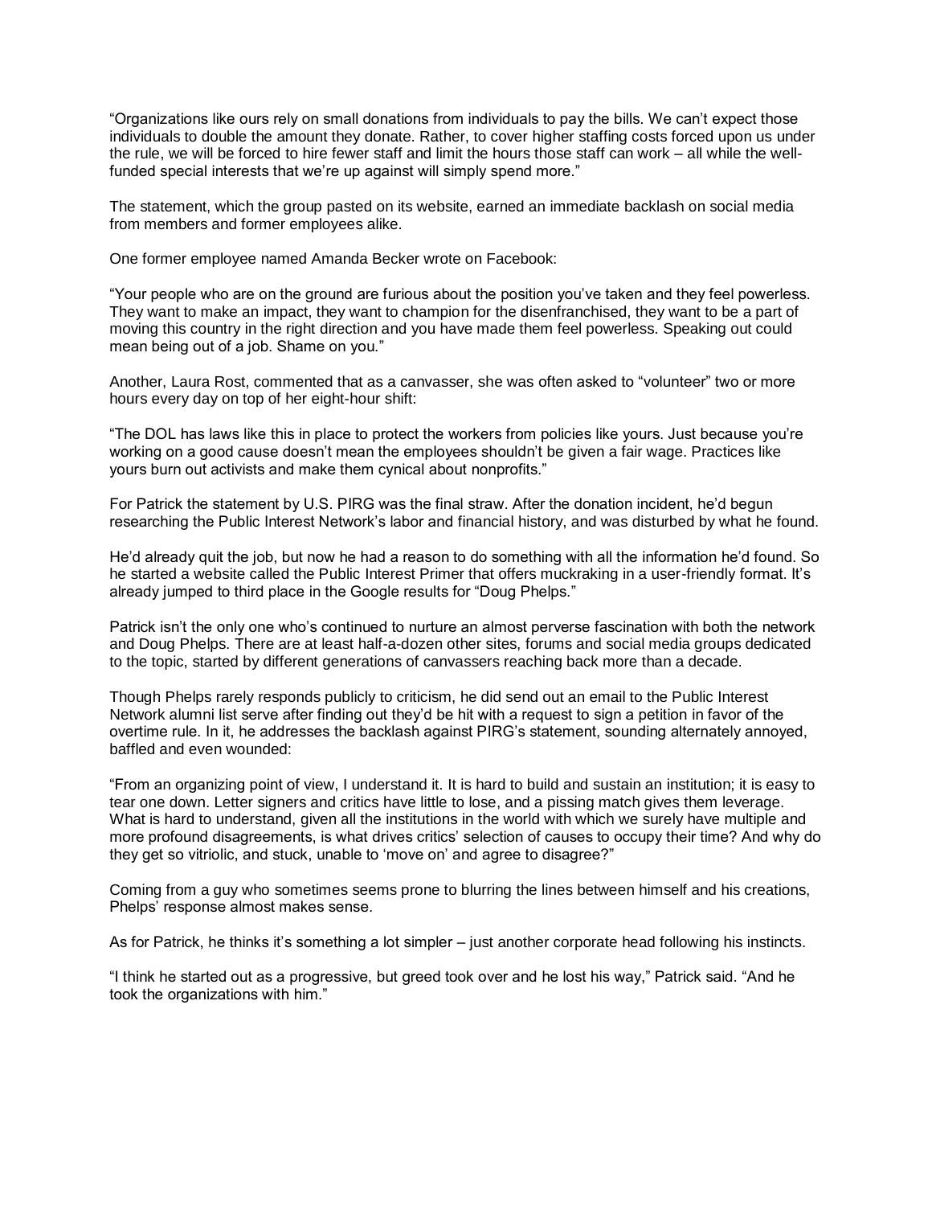"Organizations like ours rely on small donations from individuals to pay the bills. We can't expect those individuals to double the amount they donate. Rather, to cover higher staffing costs forced upon us under the rule, we will be forced to hire fewer staff and limit the hours those staff can work – all while the well-funded special interests that we're up against will simply spend more."

The statement, which the group pasted on its website, earned an immediate backlash on social media from members and former employees alike.

One former employee named Amanda Becker wrote on Facebook:

"Your people who are on the ground are furious about the position you've taken and they feel powerless. They want to make an impact, they want to champion for the disenfranchised, they want to be a part of moving this country in the right direction and you have made them feel powerless. Speaking out could mean being out of a job. Shame on you."

Another, Laura Rost, commented that as a canvasser, she was often asked to "volunteer" two or more hours every day on top of her eight-hour shift:

"The DOL has laws like this in place to protect the workers from policies like yours. Just because you're working on a good cause doesn't mean the employees shouldn't be given a fair wage. Practices like yours burn out activists and make them cynical about nonprofits."

For Patrick the statement by U.S. PIRG was the final straw. After the donation incident, he'd begun researching the Public Interest Network's labor and financial history, and was disturbed by what he found.

He'd already quit the job, but now he had a reason to do something with all the information he'd found. So he started a website called the Public Interest Primer that offers muckraking in a user-friendly format. It's already jumped to third place in the Google results for "Doug Phelps."

Patrick isn't the only one who's continued to nurture an almost perverse fascination with both the network and Doug Phelps. There are at least half-a-dozen other sites, forums and social media groups dedicated to the topic, started by different generations of canvassers reaching back more than a decade.

Though Phelps rarely responds publicly to criticism, he did send out an email to the Public Interest Network alumni list serve after finding out they'd be hit with a request to sign a petition in favor of the overtime rule. In it, he addresses the backlash against PIRG's statement, sounding alternately annoyed, baffled and even wounded:

"From an organizing point of view, I understand it. It is hard to build and sustain an institution; it is easy to tear one down. Letter signers and critics have little to lose, and a pissing match gives them leverage. What is hard to understand, given all the institutions in the world with which we surely have multiple and more profound disagreements, is what drives critics' selection of causes to occupy their time? And why do they get so vitriolic, and stuck, unable to 'move on' and agree to disagree?"

Coming from a guy who sometimes seems prone to blurring the lines between himself and his creations, Phelps' response almost makes sense.

As for Patrick, he thinks it's something a lot simpler – just another corporate head following his instincts.

"I think he started out as a progressive, but greed took over and he lost his way," Patrick said. "And he took the organizations with him."